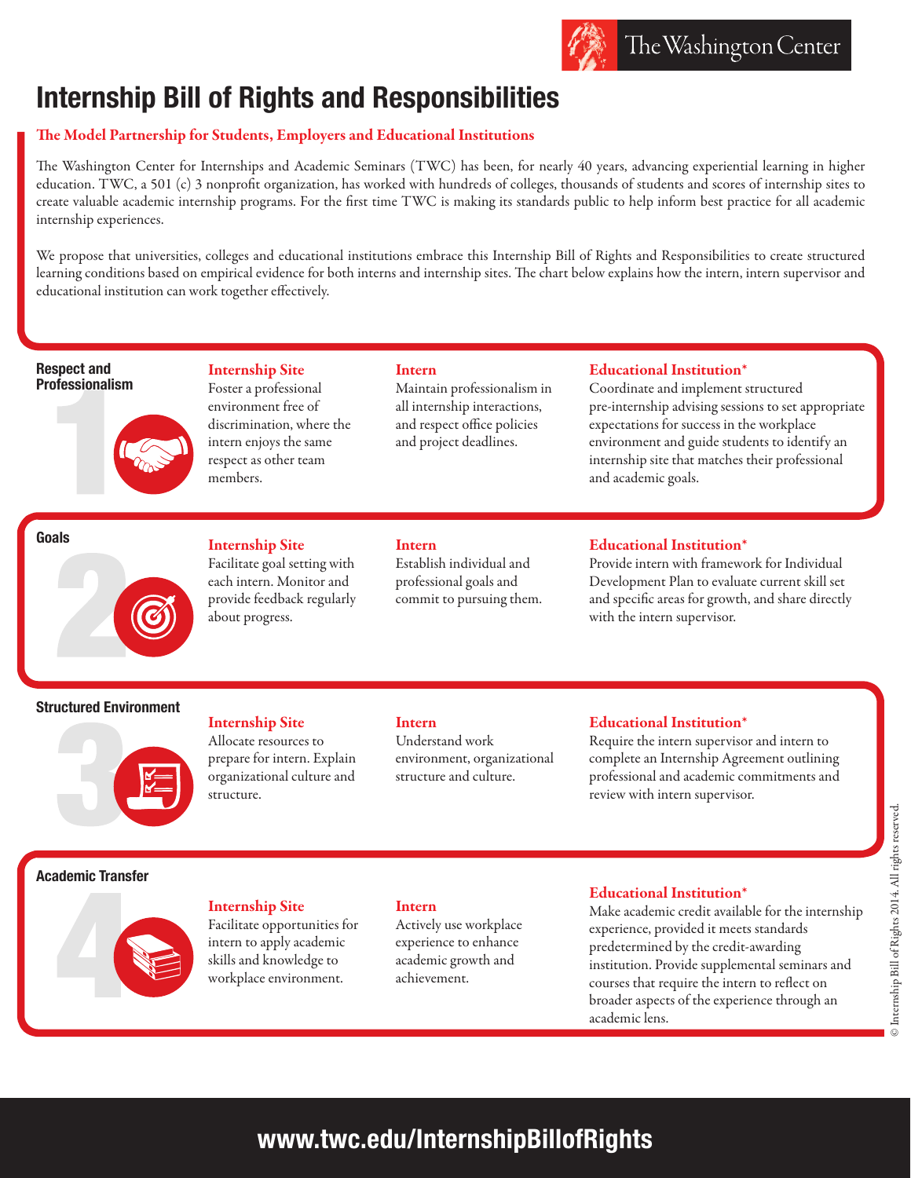The Washington Center

# Internship Bill of Rights and Responsibilities

## The Model Partnership for Students, Employers and Educational Institutions

The Washington Center for Internships and Academic Seminars (TWC) has been, for nearly 40 years, advancing experiential learning in higher education. TWC, a 501 (c) 3 nonprofit organization, has worked with hundreds of colleges, thousands of students and scores of internship sites to create valuable academic internship programs. For the first time TWC is making its standards public to help inform best practice for all academic internship experiences.

We propose that universities, colleges and educational institutions embrace this Internship Bill of Rights and Responsibilities to create structured learning conditions based on empirical evidence for both interns and internship sites. The chart below explains how the intern, intern supervisor and educational institution can work together effectively.

### 1 Respect and Professionalism

**Internship Site**
Foster a professional environment free of discrimination, where the intern enjoys the same respect as other team members.

**Intern**
Maintain professionalism in all internship interactions, and respect office policies and project deadlines.

**Educational Institution***
Coordinate and implement structured pre-internship advising sessions to set appropriate expectations for success in the workplace environment and guide students to identify an internship site that matches their professional and academic goals.

### 2 Goals

**Internship Site**
Facilitate goal setting with each intern. Monitor and provide feedback regularly about progress.

**Intern**
Establish individual and professional goals and commit to pursuing them.

**Educational Institution***
Provide intern with framework for Individual Development Plan to evaluate current skill set and specific areas for growth, and share directly with the intern supervisor.

### 3 Structured Environment

**Internship Site**
Allocate resources to prepare for intern. Explain organizational culture and structure.

**Intern**
Understand work environment, organizational structure and culture.

**Educational Institution***
Require the intern supervisor and intern to complete an Internship Agreement outlining professional and academic commitments and review with intern supervisor.

### 4 Academic Transfer

**Internship Site**
Facilitate opportunities for intern to apply academic skills and knowledge to workplace environment.

**Intern**
Actively use workplace experience to enhance academic growth and achievement.

**Educational Institution***
Make academic credit available for the internship experience, provided it meets standards predetermined by the credit-awarding institution. Provide supplemental seminars and courses that require the intern to reflect on broader aspects of the experience through an academic lens.

© Internship Bill of Rights 2014. All rights reserved.

**www.twc.edu/InternshipBillofRights**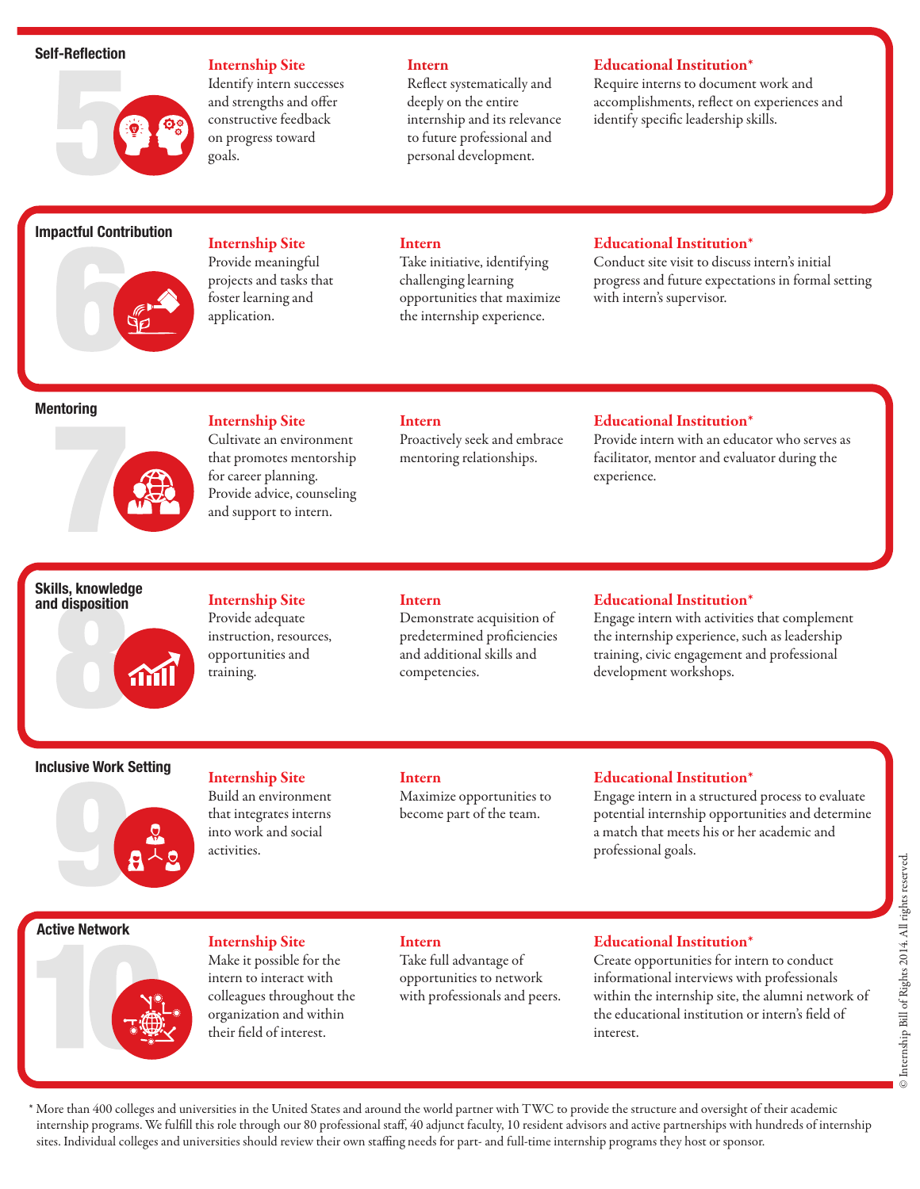## 5 Self-Reflection

**Internship Site**
Identify intern successes and strengths and offer constructive feedback on progress toward goals.

**Intern**
Reflect systematically and deeply on the entire internship and its relevance to future professional and personal development.

**Educational Institution***
Require interns to document work and accomplishments, reflect on experiences and identify specific leadership skills.

## 6 Impactful Contribution

**Internship Site**
Provide meaningful projects and tasks that foster learning and application.

**Intern**
Take initiative, identifying challenging learning opportunities that maximize the internship experience.

**Educational Institution***
Conduct site visit to discuss intern's initial progress and future expectations in formal setting with intern's supervisor.

## 7 Mentoring

**Internship Site**
Cultivate an environment that promotes mentorship for career planning. Provide advice, counseling and support to intern.

**Intern**
Proactively seek and embrace mentoring relationships.

**Educational Institution***
Provide intern with an educator who serves as facilitator, mentor and evaluator during the experience.

## 8 Skills, knowledge and disposition

**Internship Site**
Provide adequate instruction, resources, opportunities and training.

**Intern**
Demonstrate acquisition of predetermined proficiencies and additional skills and competencies.

**Educational Institution***
Engage intern with activities that complement the internship experience, such as leadership training, civic engagement and professional development workshops.

## 9 Inclusive Work Setting

**Internship Site**
Build an environment that integrates interns into work and social activities.

**Intern**
Maximize opportunities to become part of the team.

**Educational Institution***
Engage intern in a structured process to evaluate potential internship opportunities and determine a match that meets his or her academic and professional goals.

## 10 Active Network

**Internship Site**
Make it possible for the intern to interact with colleagues throughout the organization and within their field of interest.

**Intern**
Take full advantage of opportunities to network with professionals and peers.

**Educational Institution***
Create opportunities for intern to conduct informational interviews with professionals within the internship site, the alumni network of the educational institution or intern's field of interest.

* More than 400 colleges and universities in the United States and around the world partner with TWC to provide the structure and oversight of their academic internship programs. We fulfill this role through our 80 professional staff, 40 adjunct faculty, 10 resident advisors and active partnerships with hundreds of internship sites. Individual colleges and universities should review their own staffing needs for part- and full-time internship programs they host or sponsor.

© Internship Bill of Rights 2014. All rights reserved.